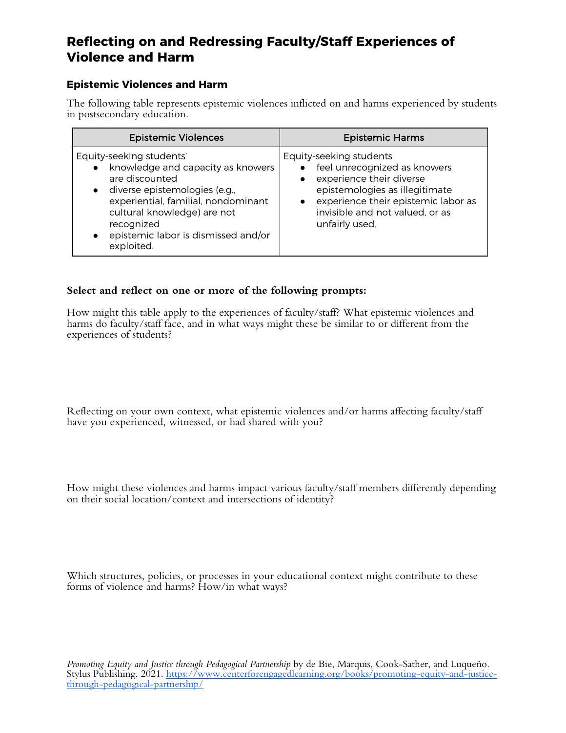# Reflecting on and Redressing Faculty/Staff Experiences of Violence and Harm

## Epistemic Violences and Harm

The following table represents epistemic violences inflicted on and harms experienced by students in postsecondary education.

| Epistemic Violences | Epistemic Harms |
| --- | --- |
| Equity-seeking students' <br>• knowledge and capacity as knowers are discounted <br>• diverse epistemologies (e.g., experiential, familial, nondominant cultural knowledge) are not recognized <br>• epistemic labor is dismissed and/or exploited. | Equity-seeking students <br>• feel unrecognized as knowers <br>• experience their diverse epistemologies as illegitimate <br>• experience their epistemic labor as invisible and not valued, or as unfairly used. |

**Select and reflect on one or more of the following prompts:**

How might this table apply to the experiences of faculty/staff? What epistemic violences and harms do faculty/staff face, and in what ways might these be similar to or different from the experiences of students?

Reflecting on your own context, what epistemic violences and/or harms affecting faculty/staff have you experienced, witnessed, or had shared with you?

How might these violences and harms impact various faculty/staff members differently depending on their social location/context and intersections of identity?

Which structures, policies, or processes in your educational context might contribute to these forms of violence and harms? How/in what ways?

*Promoting Equity and Justice through Pedagogical Partnership* by de Bie, Marquis, Cook-Sather, and Luqueño. Stylus Publishing, 2021. https://www.centerforengagedlearning.org/books/promoting-equity-and-justice-through-pedagogical-partnership/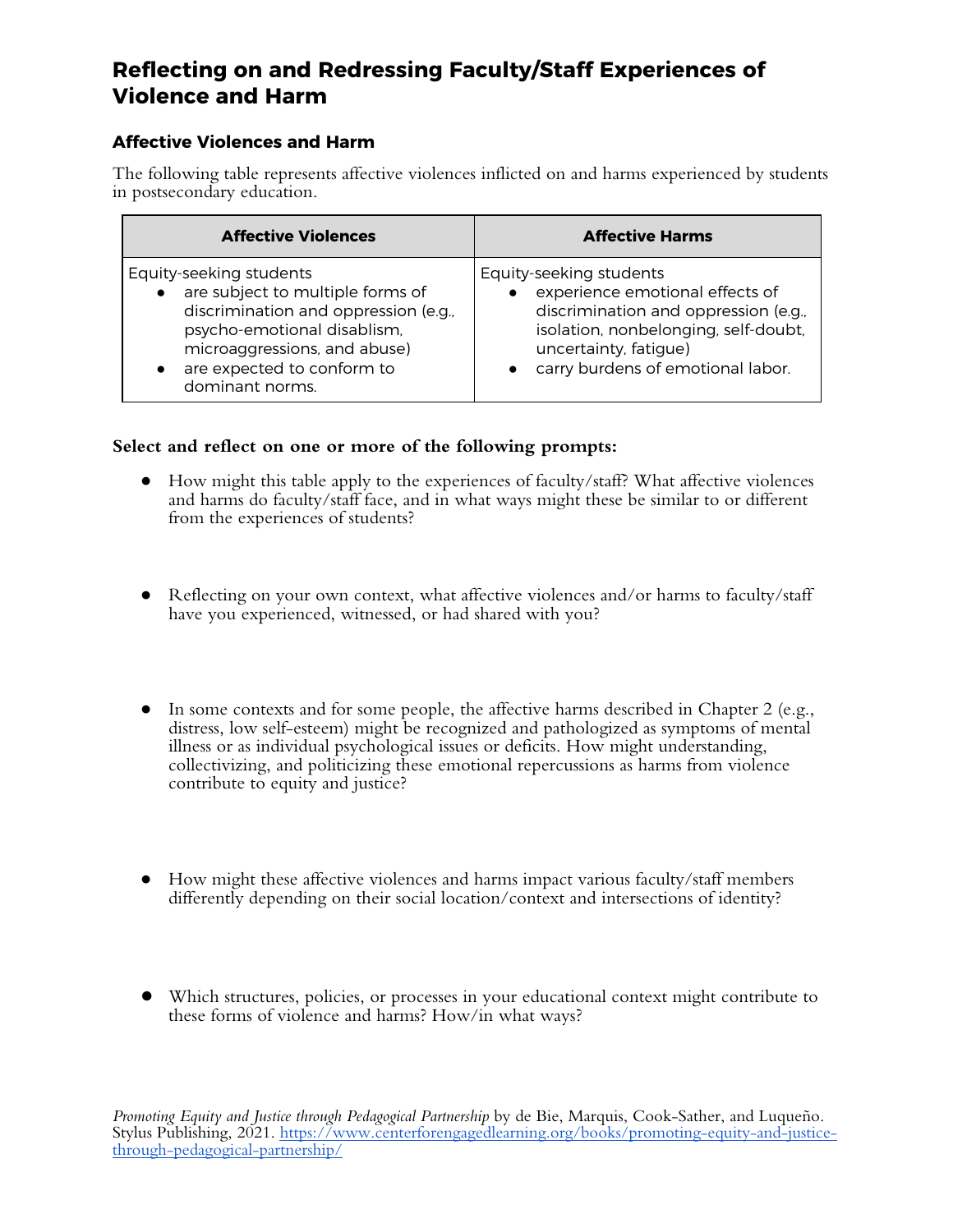# Reflecting on and Redressing Faculty/Staff Experiences of Violence and Harm

### Affective Violences and Harm

The following table represents affective violences inflicted on and harms experienced by students in postsecondary education.

| Affective Violences | Affective Harms |
|---|---|
| Equity-seeking students<br>• are subject to multiple forms of discrimination and oppression (e.g., psycho-emotional disablism, microaggressions, and abuse)<br>• are expected to conform to dominant norms. | Equity-seeking students<br>• experience emotional effects of discrimination and oppression (e.g., isolation, nonbelonging, self-doubt, uncertainty, fatigue)<br>• carry burdens of emotional labor. |

**Select and reflect on one or more of the following prompts:**

- How might this table apply to the experiences of faculty/staff? What affective violences and harms do faculty/staff face, and in what ways might these be similar to or different from the experiences of students?

- Reflecting on your own context, what affective violences and/or harms to faculty/staff have you experienced, witnessed, or had shared with you?

- In some contexts and for some people, the affective harms described in Chapter 2 (e.g., distress, low self-esteem) might be recognized and pathologized as symptoms of mental illness or as individual psychological issues or deficits. How might understanding, collectivizing, and politicizing these emotional repercussions as harms from violence contribute to equity and justice?

- How might these affective violences and harms impact various faculty/staff members differently depending on their social location/context and intersections of identity?

- Which structures, policies, or processes in your educational context might contribute to these forms of violence and harms? How/in what ways?

*Promoting Equity and Justice through Pedagogical Partnership* by de Bie, Marquis, Cook-Sather, and Luqueño. Stylus Publishing, 2021. https://www.centerforengagedlearning.org/books/promoting-equity-and-justice-through-pedagogical-partnership/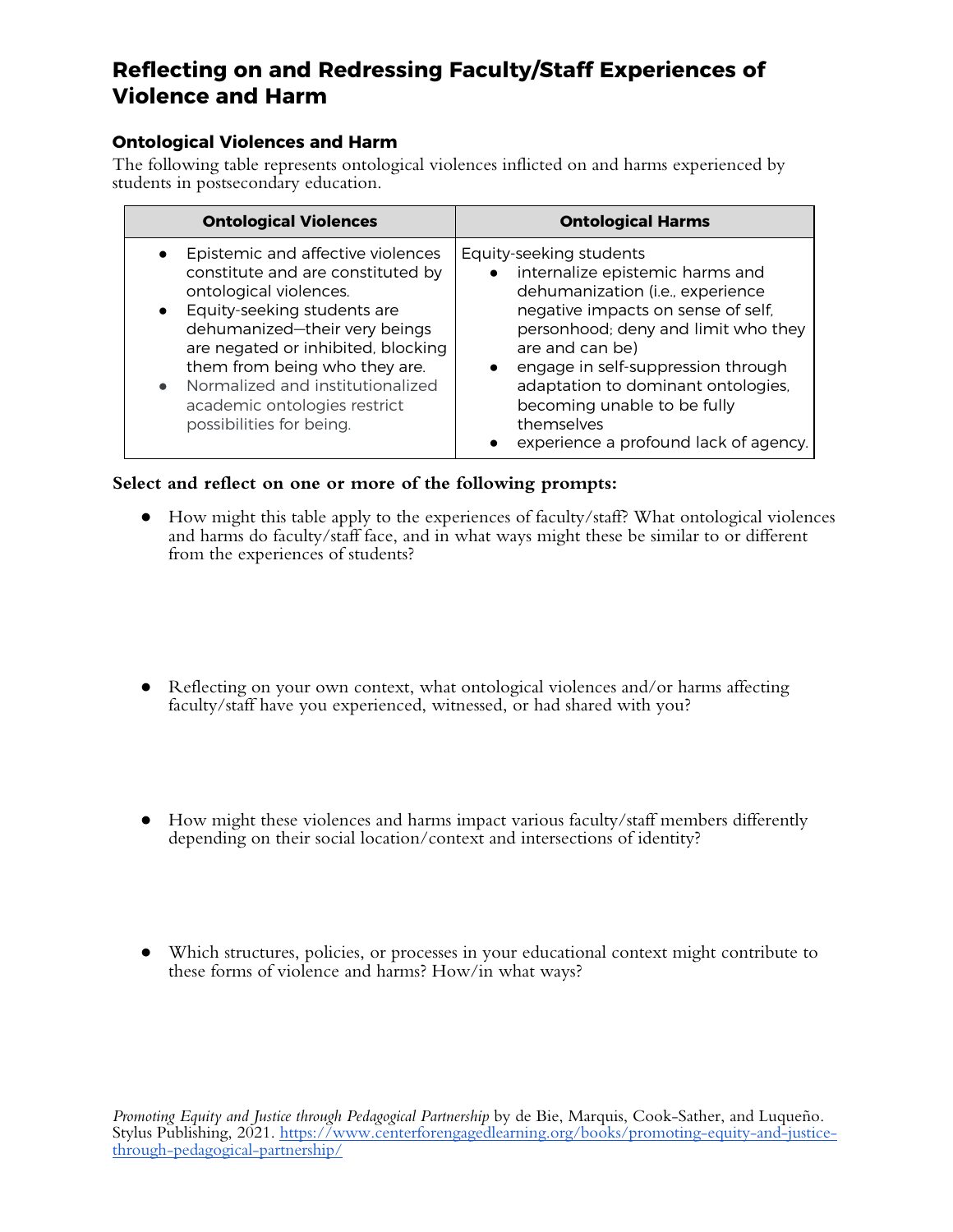# Reflecting on and Redressing Faculty/Staff Experiences of Violence and Harm

## Ontological Violences and Harm

The following table represents ontological violences inflicted on and harms experienced by students in postsecondary education.

| Ontological Violences | Ontological Harms |
|---|---|
| • Epistemic and affective violences constitute and are constituted by ontological violences.<br>• Equity-seeking students are dehumanized—their very beings are negated or inhibited, blocking them from being who they are.<br>• Normalized and institutionalized academic ontologies restrict possibilities for being. | Equity-seeking students<br>• internalize epistemic harms and dehumanization (i.e., experience negative impacts on sense of self, personhood; deny and limit who they are and can be)<br>• engage in self-suppression through adaptation to dominant ontologies, becoming unable to be fully themselves<br>• experience a profound lack of agency. |

**Select and reflect on one or more of the following prompts:**

- How might this table apply to the experiences of faculty/staff? What ontological violences and harms do faculty/staff face, and in what ways might these be similar to or different from the experiences of students?

- Reflecting on your own context, what ontological violences and/or harms affecting faculty/staff have you experienced, witnessed, or had shared with you?

- How might these violences and harms impact various faculty/staff members differently depending on their social location/context and intersections of identity?

- Which structures, policies, or processes in your educational context might contribute to these forms of violence and harms? How/in what ways?

*Promoting Equity and Justice through Pedagogical Partnership* by de Bie, Marquis, Cook-Sather, and Luqueño. Stylus Publishing, 2021. https://www.centerforengagedlearning.org/books/promoting-equity-and-justice-through-pedagogical-partnership/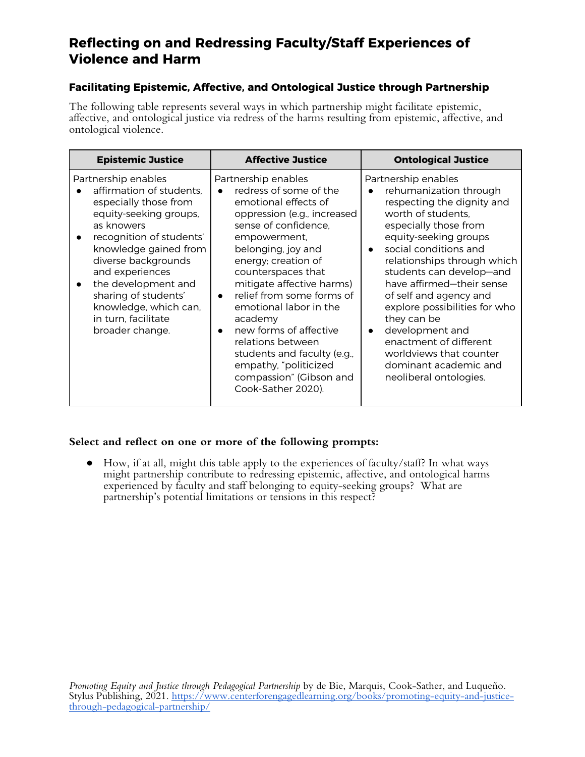# Reflecting on and Redressing Faculty/Staff Experiences of Violence and Harm

### Facilitating Epistemic, Affective, and Ontological Justice through Partnership

The following table represents several ways in which partnership might facilitate epistemic, affective, and ontological justice via redress of the harms resulting from epistemic, affective, and ontological violence.

| Epistemic Justice | Affective Justice | Ontological Justice |
| --- | --- | --- |
| Partnership enables<br>● affirmation of students, especially those from equity-seeking groups, as knowers<br>● recognition of students' knowledge gained from diverse backgrounds and experiences<br>● the development and sharing of students' knowledge, which can, in turn, facilitate broader change. | Partnership enables<br>● redress of some of the emotional effects of oppression (e.g., increased sense of confidence, empowerment, belonging, joy and energy; creation of counterspaces that mitigate affective harms)<br>● relief from some forms of emotional labor in the academy<br>● new forms of affective relations between students and faculty (e.g., empathy, "politicized compassion" (Gibson and Cook-Sather 2020). | Partnership enables<br>● rehumanization through respecting the dignity and worth of students, especially those from equity-seeking groups<br>● social conditions and relationships through which students can develop—and have affirmed—their sense of self and agency and explore possibilities for who they can be<br>● development and enactment of different worldviews that counter dominant academic and neoliberal ontologies. |

**Select and reflect on one or more of the following prompts:**

- How, if at all, might this table apply to the experiences of faculty/staff? In what ways might partnership contribute to redressing epistemic, affective, and ontological harms experienced by faculty and staff belonging to equity-seeking groups? What are partnership's potential limitations or tensions in this respect?

*Promoting Equity and Justice through Pedagogical Partnership* by de Bie, Marquis, Cook-Sather, and Luqueño. Stylus Publishing, 2021. https://www.centerforengagedlearning.org/books/promoting-equity-and-justice-through-pedagogical-partnership/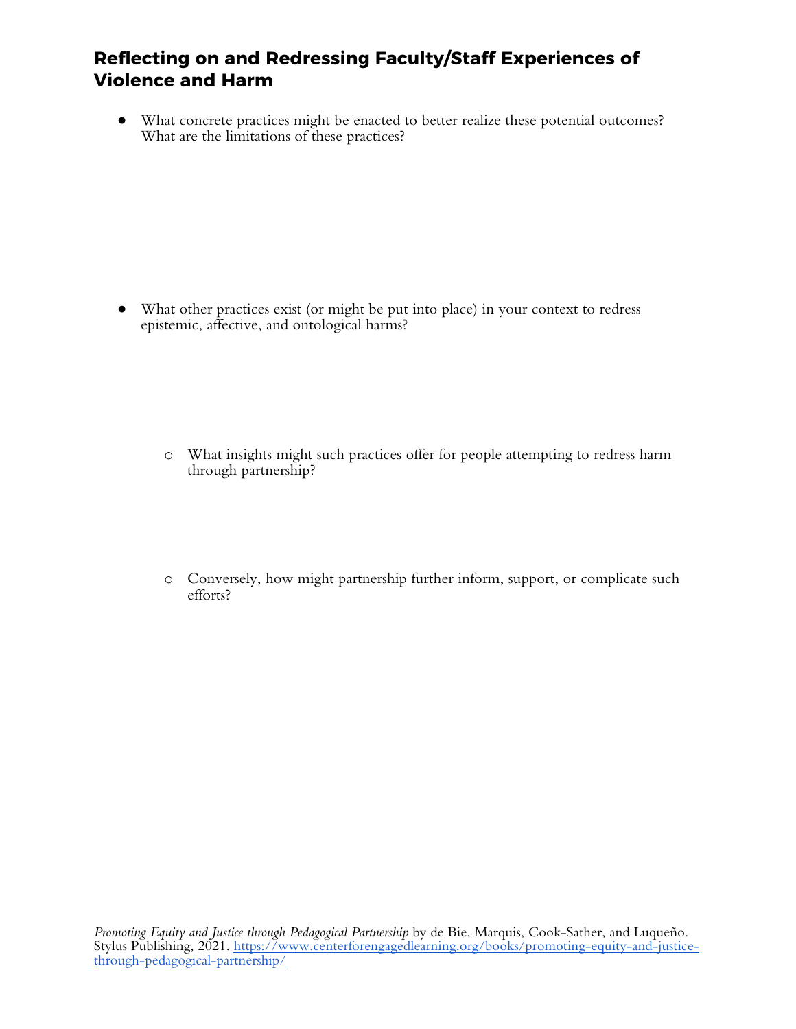## Reflecting on and Redressing Faculty/Staff Experiences of Violence and Harm

- What concrete practices might be enacted to better realize these potential outcomes? What are the limitations of these practices?

- What other practices exist (or might be put into place) in your context to redress epistemic, affective, and ontological harms?

    - What insights might such practices offer for people attempting to redress harm through partnership?

    - Conversely, how might partnership further inform, support, or complicate such efforts?

*Promoting Equity and Justice through Pedagogical Partnership* by de Bie, Marquis, Cook-Sather, and Luqueño. Stylus Publishing, 2021. https://www.centerforengagedlearning.org/books/promoting-equity-and-justice-through-pedagogical-partnership/